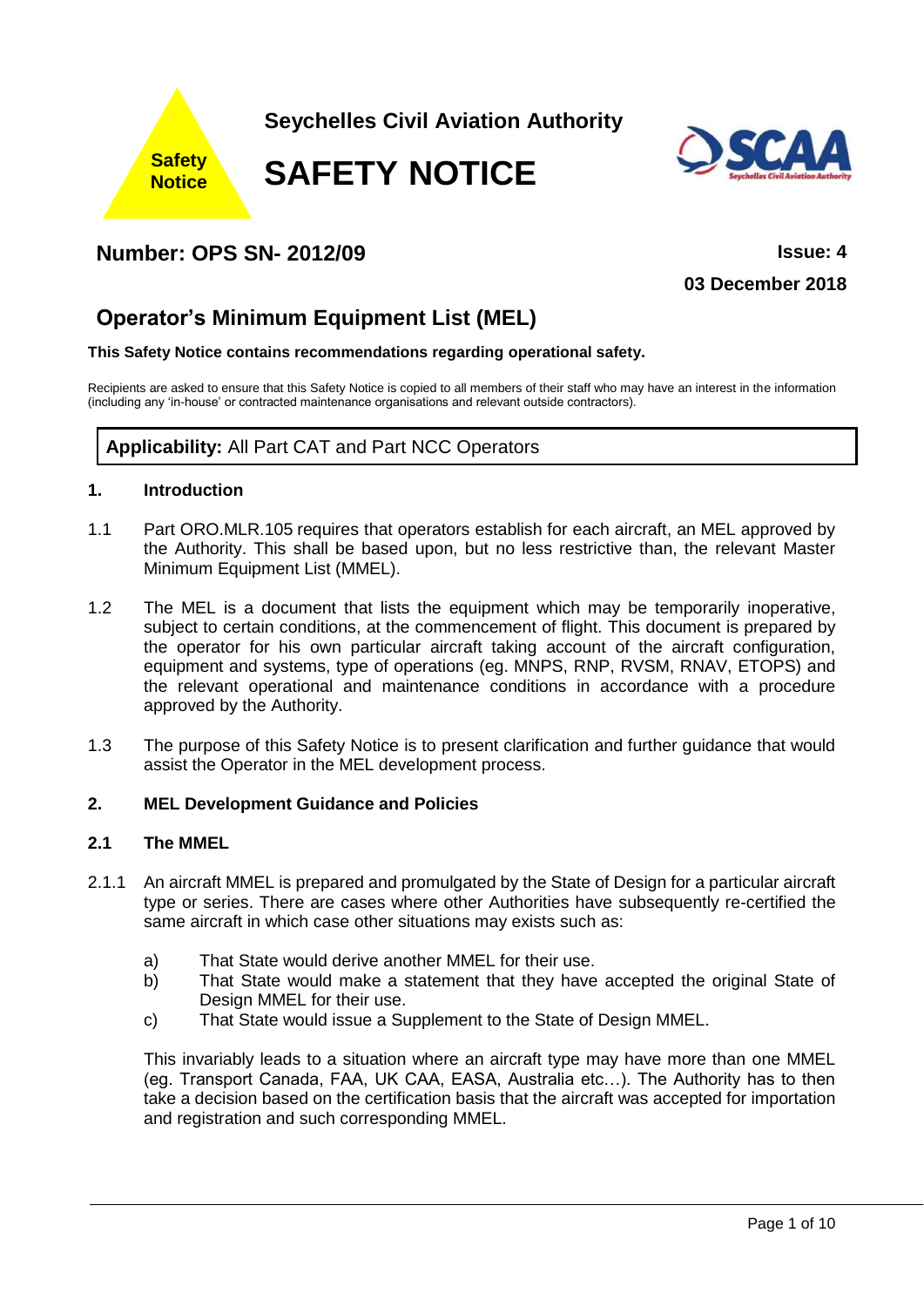Safety Notice

**Seychelles Civil Aviation Authority**

# SAFETY NOTICE

## Number: OPS SN- 2012/09

**Issue: 4**

**03 December 2018**

## Operator's Minimum Equipment List (MEL)

**This Safety Notice contains recommendations regarding operational safety.**

Recipients are asked to ensure that this Safety Notice is copied to all members of their staff who may have an interest in the information (including any 'in-house' or contracted maintenance organisations and relevant outside contractors).

**Applicability:** All Part CAT and Part NCC Operators

### 1. Introduction

1.1 Part ORO.MLR.105 requires that operators establish for each aircraft, an MEL approved by the Authority. This shall be based upon, but no less restrictive than, the relevant Master Minimum Equipment List (MMEL).

1.2 The MEL is a document that lists the equipment which may be temporarily inoperative, subject to certain conditions, at the commencement of flight. This document is prepared by the operator for his own particular aircraft taking account of the aircraft configuration, equipment and systems, type of operations (eg. MNPS, RNP, RVSM, RNAV, ETOPS) and the relevant operational and maintenance conditions in accordance with a procedure approved by the Authority.

1.3 The purpose of this Safety Notice is to present clarification and further guidance that would assist the Operator in the MEL development process.

### 2. MEL Development Guidance and Policies

#### 2.1 The MMEL

2.1.1 An aircraft MMEL is prepared and promulgated by the State of Design for a particular aircraft type or series. There are cases where other Authorities have subsequently re-certified the same aircraft in which case other situations may exists such as:

a) That State would derive another MMEL for their use.
b) That State would make a statement that they have accepted the original State of Design MMEL for their use.
c) That State would issue a Supplement to the State of Design MMEL.

This invariably leads to a situation where an aircraft type may have more than one MMEL (eg. Transport Canada, FAA, UK CAA, EASA, Australia etc…). The Authority has to then take a decision based on the certification basis that the aircraft was accepted for importation and registration and such corresponding MMEL.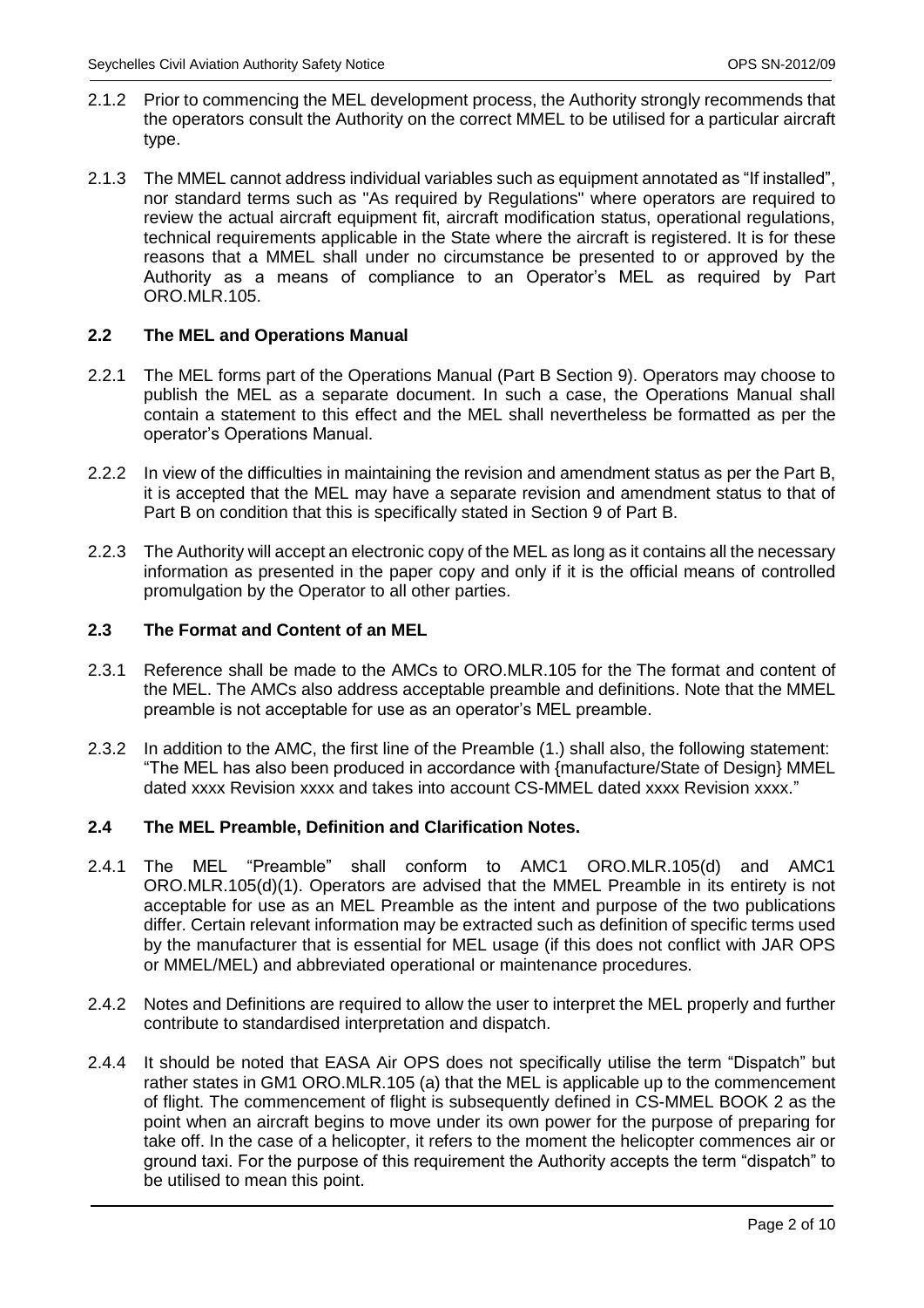2.1.2 Prior to commencing the MEL development process, the Authority strongly recommends that the operators consult the Authority on the correct MMEL to be utilised for a particular aircraft type.

2.1.3 The MMEL cannot address individual variables such as equipment annotated as "If installed", nor standard terms such as "As required by Regulations" where operators are required to review the actual aircraft equipment fit, aircraft modification status, operational regulations, technical requirements applicable in the State where the aircraft is registered. It is for these reasons that a MMEL shall under no circumstance be presented to or approved by the Authority as a means of compliance to an Operator's MEL as required by Part ORO.MLR.105.

## 2.2 The MEL and Operations Manual

2.2.1 The MEL forms part of the Operations Manual (Part B Section 9). Operators may choose to publish the MEL as a separate document. In such a case, the Operations Manual shall contain a statement to this effect and the MEL shall nevertheless be formatted as per the operator's Operations Manual.

2.2.2 In view of the difficulties in maintaining the revision and amendment status as per the Part B, it is accepted that the MEL may have a separate revision and amendment status to that of Part B on condition that this is specifically stated in Section 9 of Part B.

2.2.3 The Authority will accept an electronic copy of the MEL as long as it contains all the necessary information as presented in the paper copy and only if it is the official means of controlled promulgation by the Operator to all other parties.

## 2.3 The Format and Content of an MEL

2.3.1 Reference shall be made to the AMCs to ORO.MLR.105 for the The format and content of the MEL. The AMCs also address acceptable preamble and definitions. Note that the MMEL preamble is not acceptable for use as an operator's MEL preamble.

2.3.2 In addition to the AMC, the first line of the Preamble (1.) shall also, the following statement: "The MEL has also been produced in accordance with {manufacture/State of Design} MMEL dated xxxx Revision xxxx and takes into account CS-MMEL dated xxxx Revision xxxx."

## 2.4 The MEL Preamble, Definition and Clarification Notes.

2.4.1 The MEL "Preamble" shall conform to AMC1 ORO.MLR.105(d) and AMC1 ORO.MLR.105(d)(1). Operators are advised that the MMEL Preamble in its entirety is not acceptable for use as an MEL Preamble as the intent and purpose of the two publications differ. Certain relevant information may be extracted such as definition of specific terms used by the manufacturer that is essential for MEL usage (if this does not conflict with JAR OPS or MMEL/MEL) and abbreviated operational or maintenance procedures.

2.4.2 Notes and Definitions are required to allow the user to interpret the MEL properly and further contribute to standardised interpretation and dispatch.

2.4.4 It should be noted that EASA Air OPS does not specifically utilise the term "Dispatch" but rather states in GM1 ORO.MLR.105 (a) that the MEL is applicable up to the commencement of flight. The commencement of flight is subsequently defined in CS-MMEL BOOK 2 as the point when an aircraft begins to move under its own power for the purpose of preparing for take off. In the case of a helicopter, it refers to the moment the helicopter commences air or ground taxi. For the purpose of this requirement the Authority accepts the term "dispatch" to be utilised to mean this point.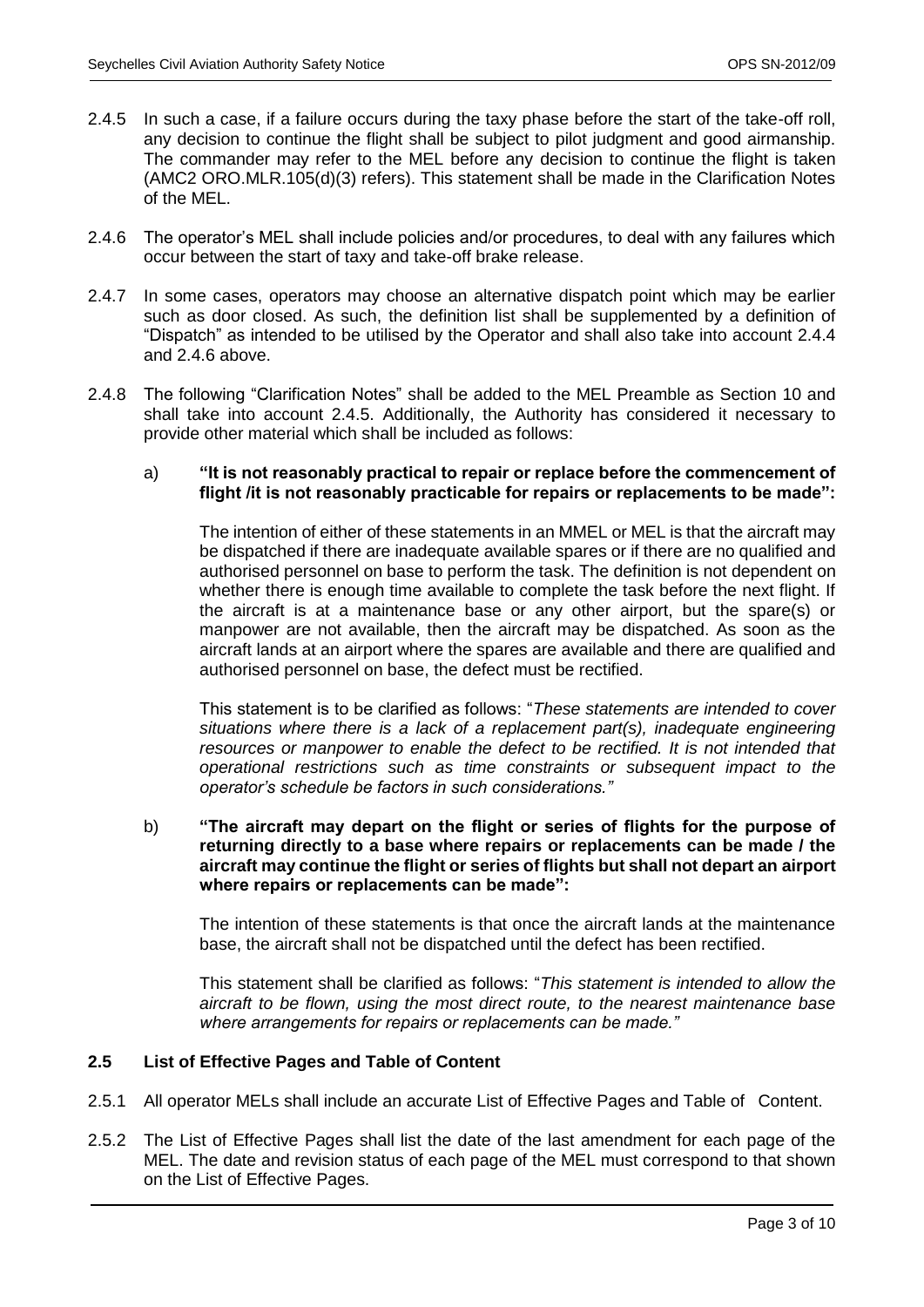2.4.5 In such a case, if a failure occurs during the taxy phase before the start of the take-off roll, any decision to continue the flight shall be subject to pilot judgment and good airmanship. The commander may refer to the MEL before any decision to continue the flight is taken (AMC2 ORO.MLR.105(d)(3) refers). This statement shall be made in the Clarification Notes of the MEL.

2.4.6 The operator's MEL shall include policies and/or procedures, to deal with any failures which occur between the start of taxy and take-off brake release.

2.4.7 In some cases, operators may choose an alternative dispatch point which may be earlier such as door closed. As such, the definition list shall be supplemented by a definition of "Dispatch" as intended to be utilised by the Operator and shall also take into account 2.4.4 and 2.4.6 above.

2.4.8 The following "Clarification Notes" shall be added to the MEL Preamble as Section 10 and shall take into account 2.4.5. Additionally, the Authority has considered it necessary to provide other material which shall be included as follows:

a) **"It is not reasonably practical to repair or replace before the commencement of flight /it is not reasonably practicable for repairs or replacements to be made":**

The intention of either of these statements in an MMEL or MEL is that the aircraft may be dispatched if there are inadequate available spares or if there are no qualified and authorised personnel on base to perform the task. The definition is not dependent on whether there is enough time available to complete the task before the next flight. If the aircraft is at a maintenance base or any other airport, but the spare(s) or manpower are not available, then the aircraft may be dispatched. As soon as the aircraft lands at an airport where the spares are available and there are qualified and authorised personnel on base, the defect must be rectified.

This statement is to be clarified as follows: "*These statements are intended to cover situations where there is a lack of a replacement part(s), inadequate engineering resources or manpower to enable the defect to be rectified. It is not intended that operational restrictions such as time constraints or subsequent impact to the operator's schedule be factors in such considerations.*"

b) **"The aircraft may depart on the flight or series of flights for the purpose of returning directly to a base where repairs or replacements can be made / the aircraft may continue the flight or series of flights but shall not depart an airport where repairs or replacements can be made":**

The intention of these statements is that once the aircraft lands at the maintenance base, the aircraft shall not be dispatched until the defect has been rectified.

This statement shall be clarified as follows: "*This statement is intended to allow the aircraft to be flown, using the most direct route, to the nearest maintenance base where arrangements for repairs or replacements can be made.*"

### 2.5 List of Effective Pages and Table of Content

2.5.1 All operator MELs shall include an accurate List of Effective Pages and Table of Content.

2.5.2 The List of Effective Pages shall list the date of the last amendment for each page of the MEL. The date and revision status of each page of the MEL must correspond to that shown on the List of Effective Pages.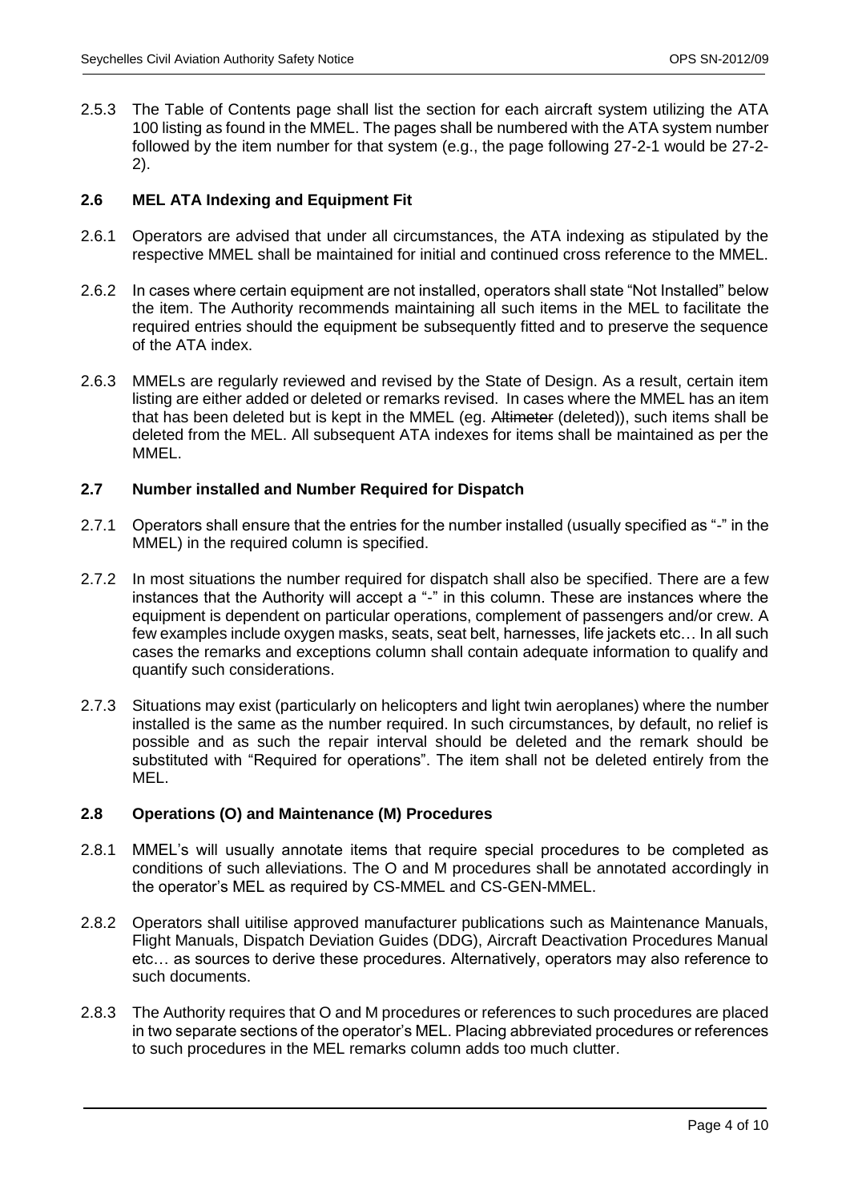2.5.3 The Table of Contents page shall list the section for each aircraft system utilizing the ATA 100 listing as found in the MMEL. The pages shall be numbered with the ATA system number followed by the item number for that system (e.g., the page following 27-2-1 would be 27-2-2).

### 2.6 MEL ATA Indexing and Equipment Fit

2.6.1 Operators are advised that under all circumstances, the ATA indexing as stipulated by the respective MMEL shall be maintained for initial and continued cross reference to the MMEL.

2.6.2 In cases where certain equipment are not installed, operators shall state "Not Installed" below the item. The Authority recommends maintaining all such items in the MEL to facilitate the required entries should the equipment be subsequently fitted and to preserve the sequence of the ATA index.

2.6.3 MMELs are regularly reviewed and revised by the State of Design. As a result, certain item listing are either added or deleted or remarks revised. In cases where the MMEL has an item that has been deleted but is kept in the MMEL (eg. ~~Altimeter~~ (deleted)), such items shall be deleted from the MEL. All subsequent ATA indexes for items shall be maintained as per the MMEL.

### 2.7 Number installed and Number Required for Dispatch

2.7.1 Operators shall ensure that the entries for the number installed (usually specified as "-" in the MMEL) in the required column is specified.

2.7.2 In most situations the number required for dispatch shall also be specified. There are a few instances that the Authority will accept a "-" in this column. These are instances where the equipment is dependent on particular operations, complement of passengers and/or crew. A few examples include oxygen masks, seats, seat belt, harnesses, life jackets etc… In all such cases the remarks and exceptions column shall contain adequate information to qualify and quantify such considerations.

2.7.3 Situations may exist (particularly on helicopters and light twin aeroplanes) where the number installed is the same as the number required. In such circumstances, by default, no relief is possible and as such the repair interval should be deleted and the remark should be substituted with "Required for operations". The item shall not be deleted entirely from the MEL.

### 2.8 Operations (O) and Maintenance (M) Procedures

2.8.1 MMEL's will usually annotate items that require special procedures to be completed as conditions of such alleviations. The O and M procedures shall be annotated accordingly in the operator's MEL as required by CS-MMEL and CS-GEN-MMEL.

2.8.2 Operators shall uitilise approved manufacturer publications such as Maintenance Manuals, Flight Manuals, Dispatch Deviation Guides (DDG), Aircraft Deactivation Procedures Manual etc… as sources to derive these procedures. Alternatively, operators may also reference to such documents.

2.8.3 The Authority requires that O and M procedures or references to such procedures are placed in two separate sections of the operator's MEL. Placing abbreviated procedures or references to such procedures in the MEL remarks column adds too much clutter.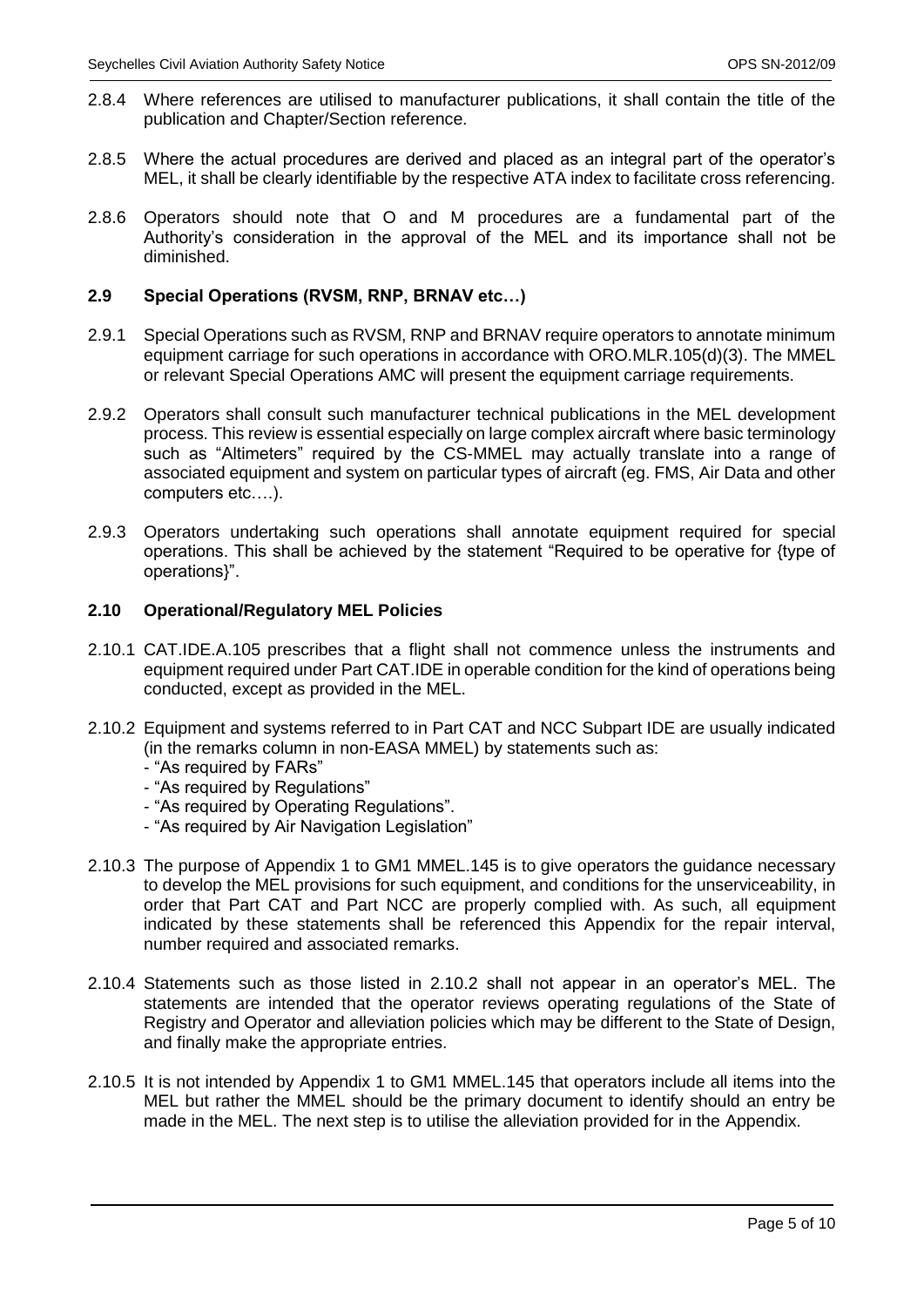2.8.4 Where references are utilised to manufacturer publications, it shall contain the title of the publication and Chapter/Section reference.

2.8.5 Where the actual procedures are derived and placed as an integral part of the operator's MEL, it shall be clearly identifiable by the respective ATA index to facilitate cross referencing.

2.8.6 Operators should note that O and M procedures are a fundamental part of the Authority's consideration in the approval of the MEL and its importance shall not be diminished.

### 2.9 Special Operations (RVSM, RNP, BRNAV etc…)

2.9.1 Special Operations such as RVSM, RNP and BRNAV require operators to annotate minimum equipment carriage for such operations in accordance with ORO.MLR.105(d)(3). The MMEL or relevant Special Operations AMC will present the equipment carriage requirements.

2.9.2 Operators shall consult such manufacturer technical publications in the MEL development process. This review is essential especially on large complex aircraft where basic terminology such as "Altimeters" required by the CS-MMEL may actually translate into a range of associated equipment and system on particular types of aircraft (eg. FMS, Air Data and other computers etc….).

2.9.3 Operators undertaking such operations shall annotate equipment required for special operations. This shall be achieved by the statement "Required to be operative for {type of operations}".

### 2.10 Operational/Regulatory MEL Policies

2.10.1 CAT.IDE.A.105 prescribes that a flight shall not commence unless the instruments and equipment required under Part CAT.IDE in operable condition for the kind of operations being conducted, except as provided in the MEL.

2.10.2 Equipment and systems referred to in Part CAT and NCC Subpart IDE are usually indicated (in the remarks column in non-EASA MMEL) by statements such as:

- "As required by FARs"
- "As required by Regulations"
- "As required by Operating Regulations".
- "As required by Air Navigation Legislation"

2.10.3 The purpose of Appendix 1 to GM1 MMEL.145 is to give operators the guidance necessary to develop the MEL provisions for such equipment, and conditions for the unserviceability, in order that Part CAT and Part NCC are properly complied with. As such, all equipment indicated by these statements shall be referenced this Appendix for the repair interval, number required and associated remarks.

2.10.4 Statements such as those listed in 2.10.2 shall not appear in an operator's MEL. The statements are intended that the operator reviews operating regulations of the State of Registry and Operator and alleviation policies which may be different to the State of Design, and finally make the appropriate entries.

2.10.5 It is not intended by Appendix 1 to GM1 MMEL.145 that operators include all items into the MEL but rather the MMEL should be the primary document to identify should an entry be made in the MEL. The next step is to utilise the alleviation provided for in the Appendix.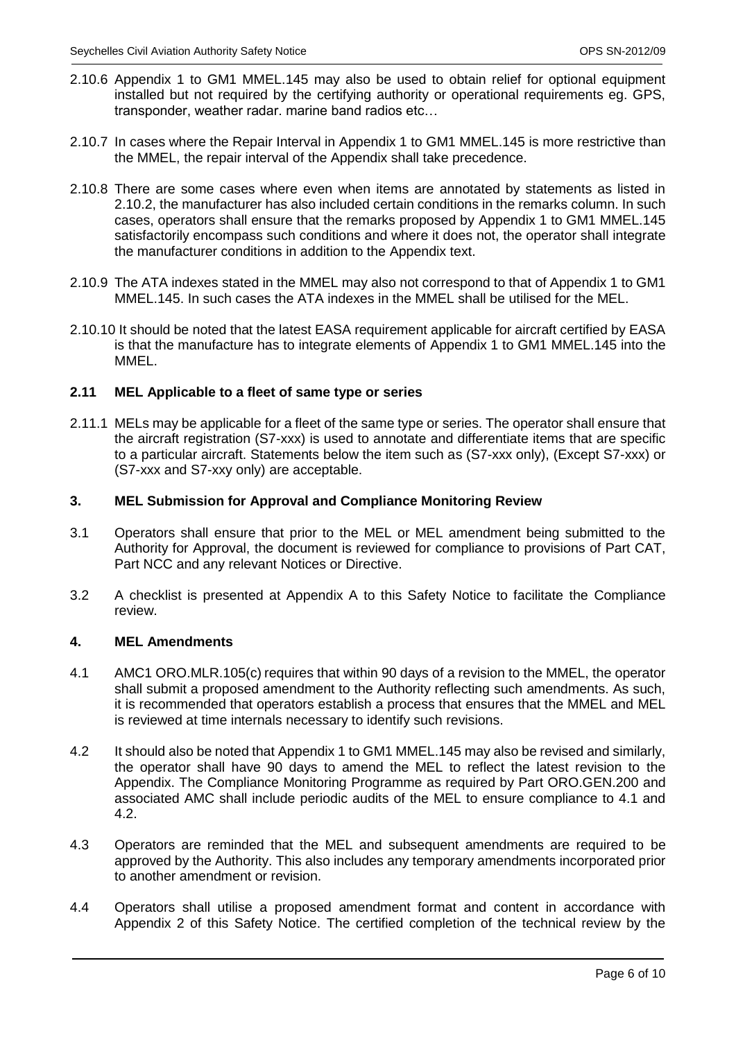2.10.6 Appendix 1 to GM1 MMEL.145 may also be used to obtain relief for optional equipment installed but not required by the certifying authority or operational requirements eg. GPS, transponder, weather radar. marine band radios etc…

2.10.7 In cases where the Repair Interval in Appendix 1 to GM1 MMEL.145 is more restrictive than the MMEL, the repair interval of the Appendix shall take precedence.

2.10.8 There are some cases where even when items are annotated by statements as listed in 2.10.2, the manufacturer has also included certain conditions in the remarks column. In such cases, operators shall ensure that the remarks proposed by Appendix 1 to GM1 MMEL.145 satisfactorily encompass such conditions and where it does not, the operator shall integrate the manufacturer conditions in addition to the Appendix text.

2.10.9 The ATA indexes stated in the MMEL may also not correspond to that of Appendix 1 to GM1 MMEL.145. In such cases the ATA indexes in the MMEL shall be utilised for the MEL.

2.10.10 It should be noted that the latest EASA requirement applicable for aircraft certified by EASA is that the manufacture has to integrate elements of Appendix 1 to GM1 MMEL.145 into the MMEL.

### 2.11 MEL Applicable to a fleet of same type or series

2.11.1 MELs may be applicable for a fleet of the same type or series. The operator shall ensure that the aircraft registration (S7-xxx) is used to annotate and differentiate items that are specific to a particular aircraft. Statements below the item such as (S7-xxx only), (Except S7-xxx) or (S7-xxx and S7-xxy only) are acceptable.

## 3. MEL Submission for Approval and Compliance Monitoring Review

3.1 Operators shall ensure that prior to the MEL or MEL amendment being submitted to the Authority for Approval, the document is reviewed for compliance to provisions of Part CAT, Part NCC and any relevant Notices or Directive.

3.2 A checklist is presented at Appendix A to this Safety Notice to facilitate the Compliance review.

## 4. MEL Amendments

4.1 AMC1 ORO.MLR.105(c) requires that within 90 days of a revision to the MMEL, the operator shall submit a proposed amendment to the Authority reflecting such amendments. As such, it is recommended that operators establish a process that ensures that the MMEL and MEL is reviewed at time internals necessary to identify such revisions.

4.2 It should also be noted that Appendix 1 to GM1 MMEL.145 may also be revised and similarly, the operator shall have 90 days to amend the MEL to reflect the latest revision to the Appendix. The Compliance Monitoring Programme as required by Part ORO.GEN.200 and associated AMC shall include periodic audits of the MEL to ensure compliance to 4.1 and 4.2.

4.3 Operators are reminded that the MEL and subsequent amendments are required to be approved by the Authority. This also includes any temporary amendments incorporated prior to another amendment or revision.

4.4 Operators shall utilise a proposed amendment format and content in accordance with Appendix 2 of this Safety Notice. The certified completion of the technical review by the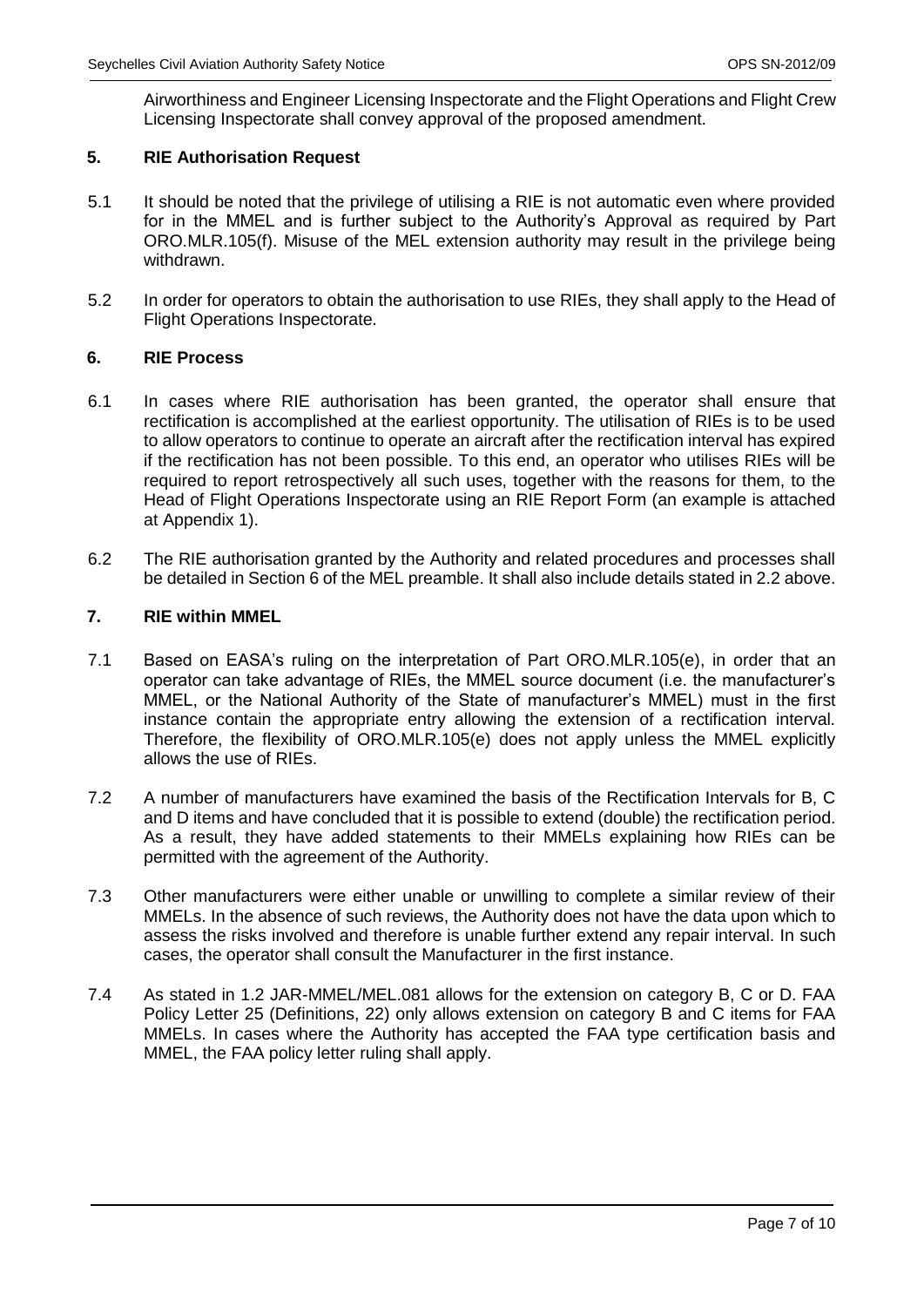Airworthiness and Engineer Licensing Inspectorate and the Flight Operations and Flight Crew Licensing Inspectorate shall convey approval of the proposed amendment.

## 5. RIE Authorisation Request

5.1 It should be noted that the privilege of utilising a RIE is not automatic even where provided for in the MMEL and is further subject to the Authority's Approval as required by Part ORO.MLR.105(f). Misuse of the MEL extension authority may result in the privilege being withdrawn.

5.2 In order for operators to obtain the authorisation to use RIEs, they shall apply to the Head of Flight Operations Inspectorate.

## 6. RIE Process

6.1 In cases where RIE authorisation has been granted, the operator shall ensure that rectification is accomplished at the earliest opportunity. The utilisation of RIEs is to be used to allow operators to continue to operate an aircraft after the rectification interval has expired if the rectification has not been possible. To this end, an operator who utilises RIEs will be required to report retrospectively all such uses, together with the reasons for them, to the Head of Flight Operations Inspectorate using an RIE Report Form (an example is attached at Appendix 1).

6.2 The RIE authorisation granted by the Authority and related procedures and processes shall be detailed in Section 6 of the MEL preamble. It shall also include details stated in 2.2 above.

## 7. RIE within MMEL

7.1 Based on EASA's ruling on the interpretation of Part ORO.MLR.105(e), in order that an operator can take advantage of RIEs, the MMEL source document (i.e. the manufacturer's MMEL, or the National Authority of the State of manufacturer's MMEL) must in the first instance contain the appropriate entry allowing the extension of a rectification interval. Therefore, the flexibility of ORO.MLR.105(e) does not apply unless the MMEL explicitly allows the use of RIEs.

7.2 A number of manufacturers have examined the basis of the Rectification Intervals for B, C and D items and have concluded that it is possible to extend (double) the rectification period. As a result, they have added statements to their MMELs explaining how RIEs can be permitted with the agreement of the Authority.

7.3 Other manufacturers were either unable or unwilling to complete a similar review of their MMELs. In the absence of such reviews, the Authority does not have the data upon which to assess the risks involved and therefore is unable further extend any repair interval. In such cases, the operator shall consult the Manufacturer in the first instance.

7.4 As stated in 1.2 JAR-MMEL/MEL.081 allows for the extension on category B, C or D. FAA Policy Letter 25 (Definitions, 22) only allows extension on category B and C items for FAA MMELs. In cases where the Authority has accepted the FAA type certification basis and MMEL, the FAA policy letter ruling shall apply.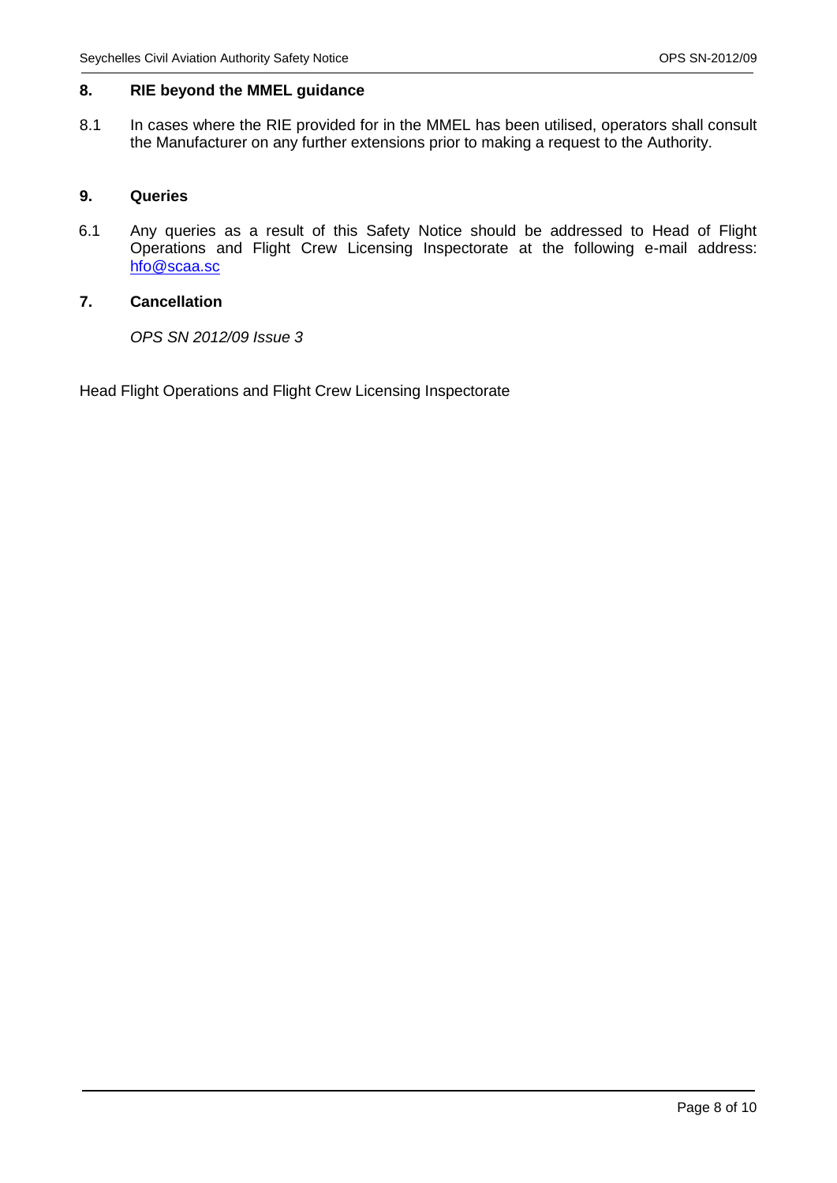## 8. RIE beyond the MMEL guidance

8.1 In cases where the RIE provided for in the MMEL has been utilised, operators shall consult the Manufacturer on any further extensions prior to making a request to the Authority.

## 9. Queries

6.1 Any queries as a result of this Safety Notice should be addressed to Head of Flight Operations and Flight Crew Licensing Inspectorate at the following e-mail address: hfo@scaa.sc

## 7. Cancellation

*OPS SN 2012/09 Issue 3*

Head Flight Operations and Flight Crew Licensing Inspectorate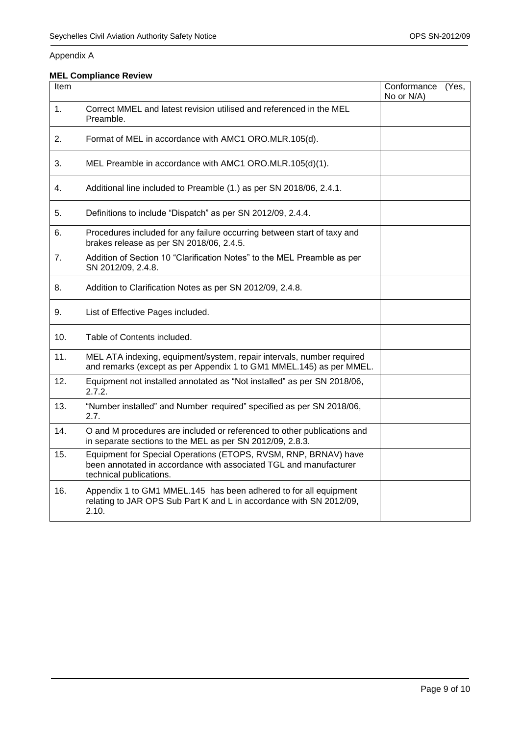Appendix A

**MEL Compliance Review**

| Item | | Conformance (Yes, No or N/A) |
|---|---|---|
| 1. | Correct MMEL and latest revision utilised and referenced in the MEL Preamble. | |
| 2. | Format of MEL in accordance with AMC1 ORO.MLR.105(d). | |
| 3. | MEL Preamble in accordance with AMC1 ORO.MLR.105(d)(1). | |
| 4. | Additional line included to Preamble (1.) as per SN 2018/06, 2.4.1. | |
| 5. | Definitions to include "Dispatch" as per SN 2012/09, 2.4.4. | |
| 6. | Procedures included for any failure occurring between start of taxy and brakes release as per SN 2018/06, 2.4.5. | |
| 7. | Addition of Section 10 "Clarification Notes" to the MEL Preamble as per SN 2012/09, 2.4.8. | |
| 8. | Addition to Clarification Notes as per SN 2012/09, 2.4.8. | |
| 9. | List of Effective Pages included. | |
| 10. | Table of Contents included. | |
| 11. | MEL ATA indexing, equipment/system, repair intervals, number required and remarks (except as per Appendix 1 to GM1 MMEL.145) as per MMEL. | |
| 12. | Equipment not installed annotated as "Not installed" as per SN 2018/06, 2.7.2. | |
| 13. | "Number installed" and Number required" specified as per SN 2018/06, 2.7. | |
| 14. | O and M procedures are included or referenced to other publications and in separate sections to the MEL as per SN 2012/09, 2.8.3. | |
| 15. | Equipment for Special Operations (ETOPS, RVSM, RNP, BRNAV) have been annotated in accordance with associated TGL and manufacturer technical publications. | |
| 16. | Appendix 1 to GM1 MMEL.145 has been adhered to for all equipment relating to JAR OPS Sub Part K and L in accordance with SN 2012/09, 2.10. | |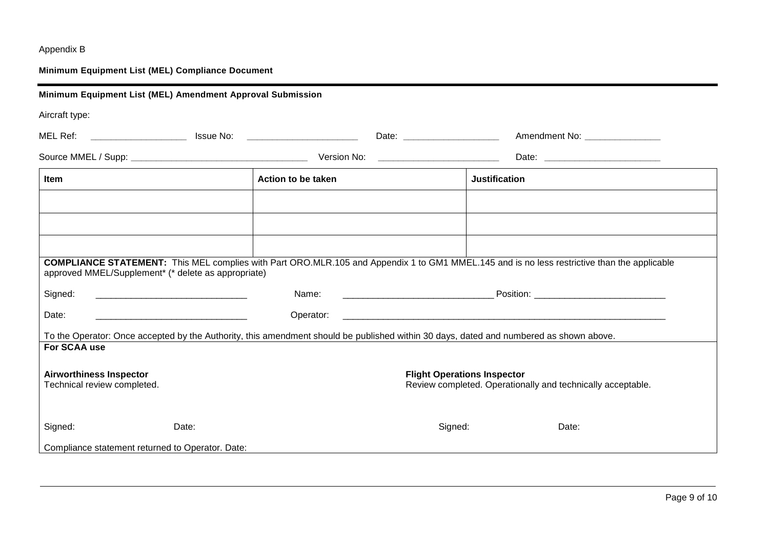Appendix B

**Minimum Equipment List (MEL) Compliance Document**

**Minimum Equipment List (MEL) Amendment Approval Submission**

Aircraft type:

MEL Ref: ____________________ Issue No: ________________________ Date: ____________________ Amendment No: ________________

Source MMEL / Supp: ______________________________________ Version No: __________________________ Date: __________________________

| Item | Action to be taken | Justification |
|---|---|---|
| | | |
| | | |
| | | |

**COMPLIANCE STATEMENT:** This MEL complies with Part ORO.MLR.105 and Appendix 1 to GM1 MMEL.145 and is no less restrictive than the applicable approved MMEL/Supplement* (* delete as appropriate)

Signed: ________________________________ Name: ________________________________ Position: ___________________________

Date: ________________________________ Operator: _________________________________________________________________________

To the Operator: Once accepted by the Authority, this amendment should be published within 30 days, dated and numbered as shown above.

**For SCAA use**

**Airworthiness Inspector**
Technical review completed.

Signed: Date:

**Flight Operations Inspector**
Review completed. Operationally and technically acceptable.

Signed: Date:

Compliance statement returned to Operator. Date: